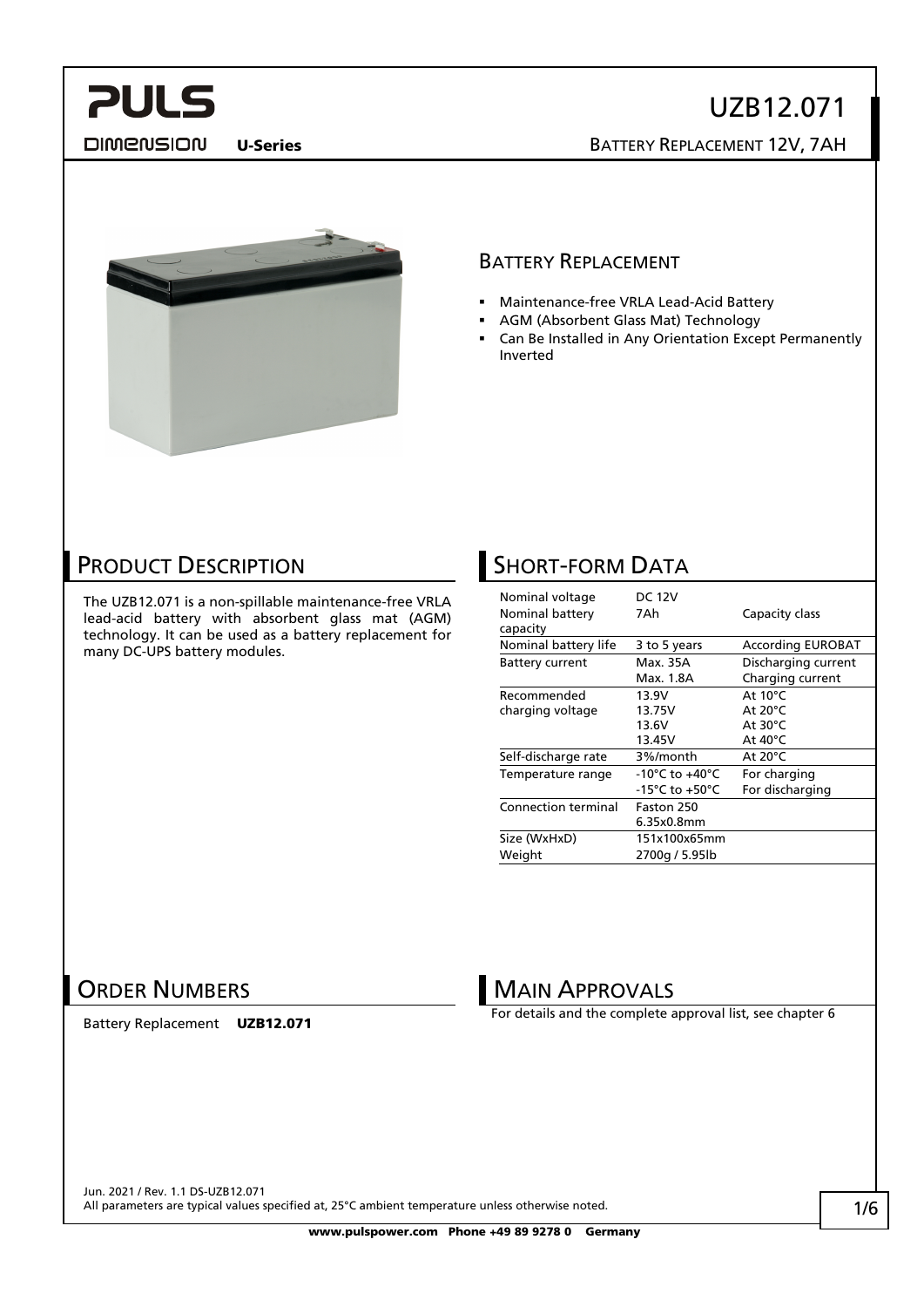# UZB12.071

**U-Series** BATTERY REPLACEMENT 12V, 7AH

## BATTERY REPLACEMENT

- Maintenance-free VRLA Lead-Acid Battery
- AGM (Absorbent Glass Mat) Technology
- Can Be Installed in Any Orientation Except Permanently Inverted

## PRODUCT DESCRIPTION

The UZB12.071 is a non-spillable maintenance-free VRLA lead-acid battery with absorbent glass mat (AGM) technology. It can be used as a battery replacement for many DC-UPS battery modules.

## SHORT-FORM DATA

| | | |
|---|---|---|
| Nominal voltage | DC 12V | |
| Nominal battery capacity | 7Ah | Capacity class |
| Nominal battery life | 3 to 5 years | According EUROBAT |
| Battery current | Max. 35A | Discharging current |
| | Max. 1.8A | Charging current |
| Recommended charging voltage | 13.9V | At 10°C |
| | 13.75V | At 20°C |
| | 13.6V | At 30°C |
| | 13.45V | At 40°C |
| Self-discharge rate | 3%/month | At 20°C |
| Temperature range | -10°C to +40°C | For charging |
| | -15°C to +50°C | For discharging |
| Connection terminal | Faston 250 6.35x0.8mm | |
| Size (WxHxD) | 151x100x65mm | |
| Weight | 2700g / 5.95lb | |

## ORDER NUMBERS

Battery Replacement **UZB12.071**

## MAIN APPROVALS

For details and the complete approval list, see chapter 6

Jun. 2021 / Rev. 1.1 DS-UZB12.071
All parameters are typical values specified at, 25°C ambient temperature unless otherwise noted.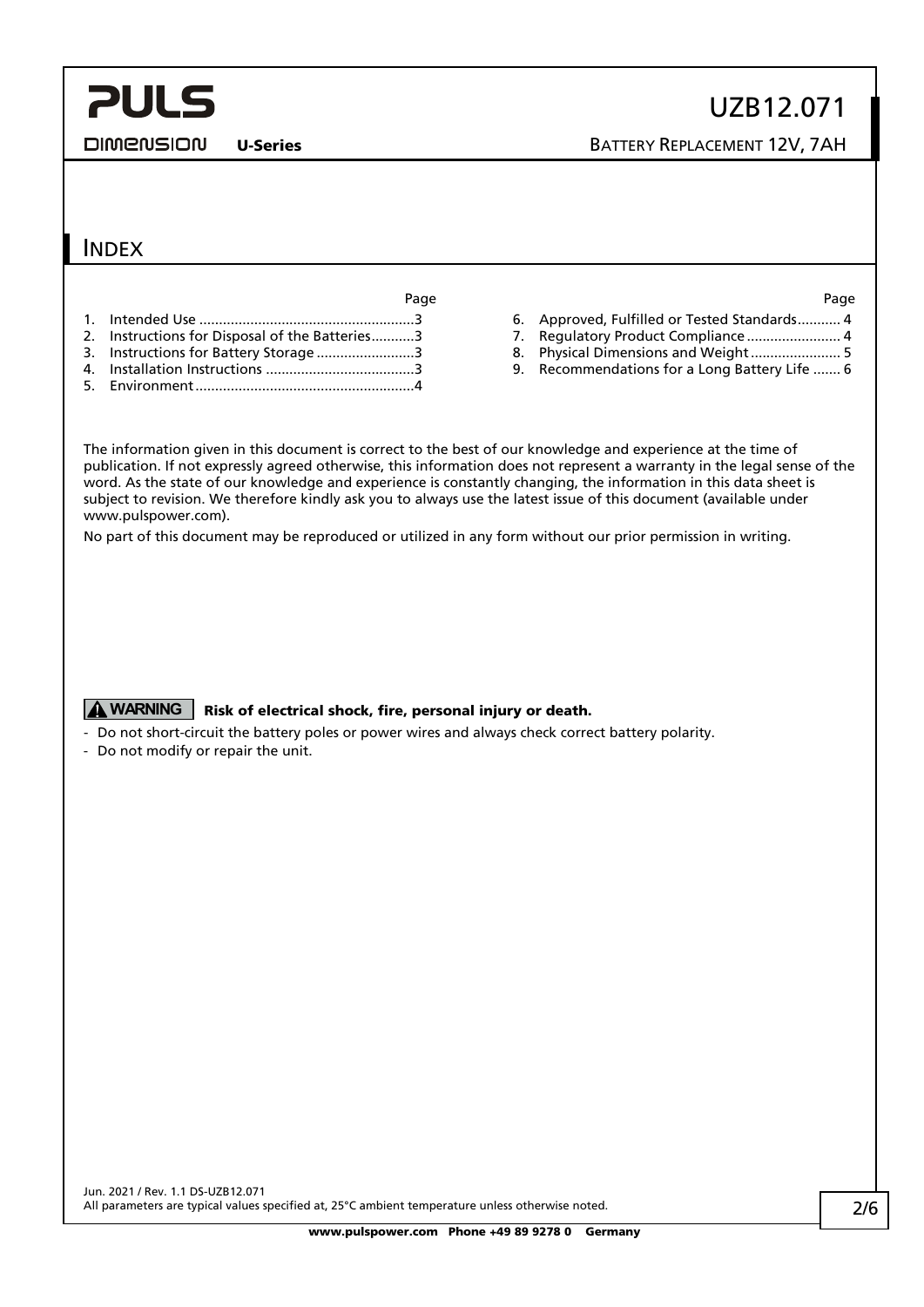## Index

| | Page |
|---|---|
| 1. Intended Use | 3 |
| 2. Instructions for Disposal of the Batteries | 3 |
| 3. Instructions for Battery Storage | 3 |
| 4. Installation Instructions | 3 |
| 5. Environment | 4 |
| 6. Approved, Fulfilled or Tested Standards | 4 |
| 7. Regulatory Product Compliance | 4 |
| 8. Physical Dimensions and Weight | 5 |
| 9. Recommendations for a Long Battery Life | 6 |

The information given in this document is correct to the best of our knowledge and experience at the time of publication. If not expressly agreed otherwise, this information does not represent a warranty in the legal sense of the word. As the state of our knowledge and experience is constantly changing, the information in this data sheet is subject to revision. We therefore kindly ask you to always use the latest issue of this document (available under www.pulspower.com).

No part of this document may be reproduced or utilized in any form without our prior permission in writing.

**WARNING** **Risk of electrical shock, fire, personal injury or death.**

- Do not short-circuit the battery poles or power wires and always check correct battery polarity.
- Do not modify or repair the unit.

Jun. 2021 / Rev. 1.1 DS-UZB12.071
All parameters are typical values specified at, 25°C ambient temperature unless otherwise noted.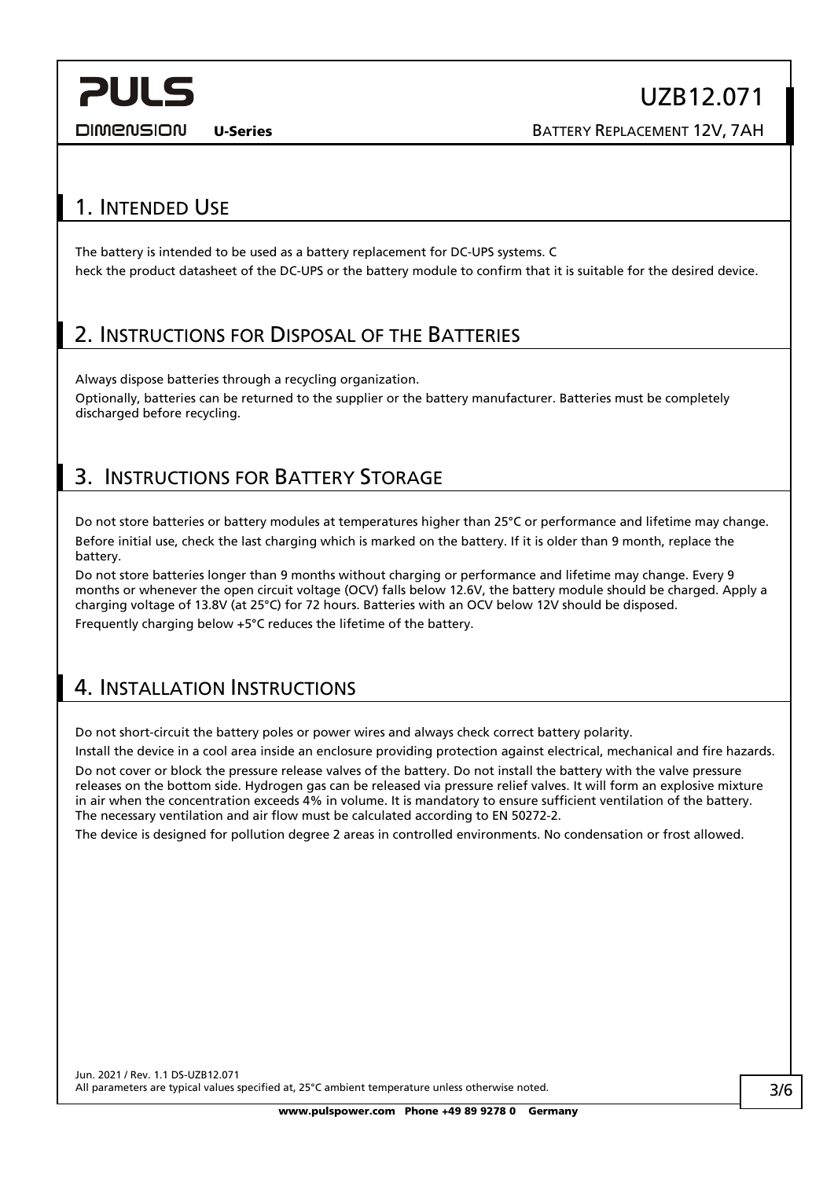## 1. Intended Use

The battery is intended to be used as a battery replacement for DC-UPS systems. C
heck the product datasheet of the DC-UPS or the battery module to confirm that it is suitable for the desired device.

## 2. Instructions for Disposal of the Batteries

Always dispose batteries through a recycling organization.

Optionally, batteries can be returned to the supplier or the battery manufacturer. Batteries must be completely discharged before recycling.

## 3. Instructions for Battery Storage

Do not store batteries or battery modules at temperatures higher than 25°C or performance and lifetime may change.

Before initial use, check the last charging which is marked on the battery. If it is older than 9 month, replace the battery.

Do not store batteries longer than 9 months without charging or performance and lifetime may change. Every 9 months or whenever the open circuit voltage (OCV) falls below 12.6V, the battery module should be charged. Apply a charging voltage of 13.8V (at 25°C) for 72 hours. Batteries with an OCV below 12V should be disposed.

Frequently charging below +5°C reduces the lifetime of the battery.

## 4. Installation Instructions

Do not short-circuit the battery poles or power wires and always check correct battery polarity.

Install the device in a cool area inside an enclosure providing protection against electrical, mechanical and fire hazards.

Do not cover or block the pressure release valves of the battery. Do not install the battery with the valve pressure releases on the bottom side. Hydrogen gas can be released via pressure relief valves. It will form an explosive mixture in air when the concentration exceeds 4% in volume. It is mandatory to ensure sufficient ventilation of the battery. The necessary ventilation and air flow must be calculated according to EN 50272-2.

The device is designed for pollution degree 2 areas in controlled environments. No condensation or frost allowed.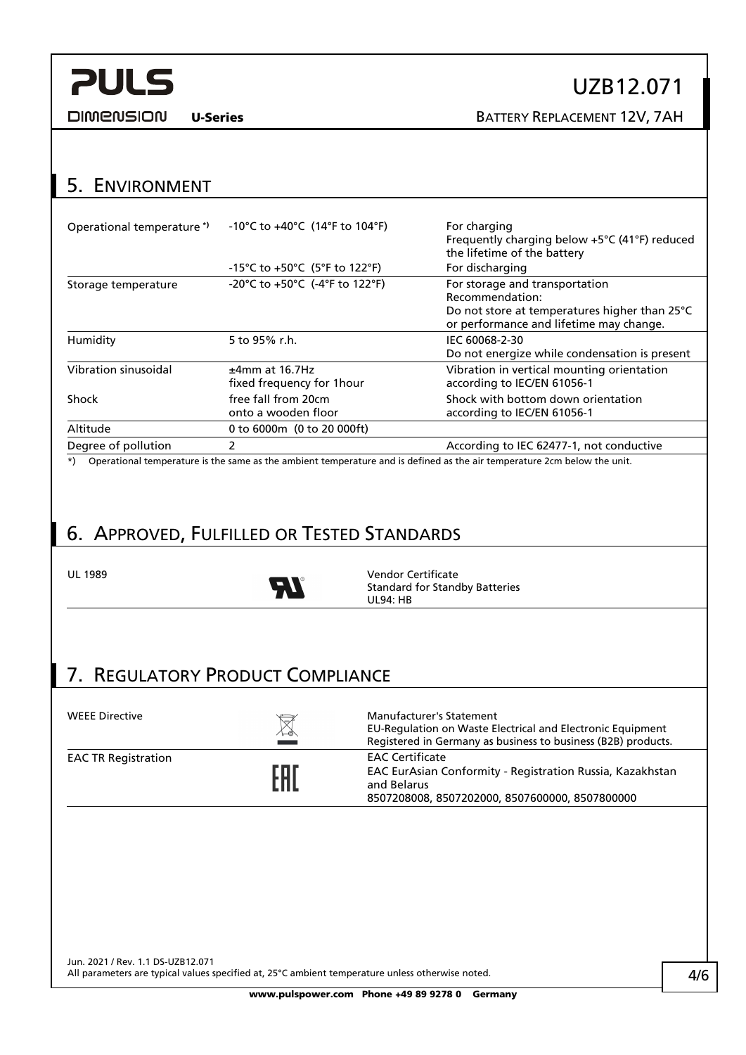## 5. Environment

| | | |
|---|---|---|
| Operational temperature *) | -10°C to +40°C (14°F to 104°F) | For charging<br>Frequently charging below +5°C (41°F) reduced the lifetime of the battery |
| | -15°C to +50°C (5°F to 122°F) | For discharging |
| Storage temperature | -20°C to +50°C (-4°F to 122°F) | For storage and transportation<br>Recommendation:<br>Do not store at temperatures higher than 25°C or performance and lifetime may change. |
| Humidity | 5 to 95% r.h. | IEC 60068-2-30<br>Do not energize while condensation is present |
| Vibration sinusoidal | ±4mm at 16.7Hz<br>fixed frequency for 1hour | Vibration in vertical mounting orientation according to IEC/EN 61056-1 |
| Shock | free fall from 20cm<br>onto a wooden floor | Shock with bottom down orientation according to IEC/EN 61056-1 |
| Altitude | 0 to 6000m (0 to 20 000ft) | |
| Degree of pollution | 2 | According to IEC 62477-1, not conductive |

*) Operational temperature is the same as the ambient temperature and is defined as the air temperature 2cm below the unit.

## 6. Approved, Fulfilled or Tested Standards

| | |
|---|---|
| UL 1989 | Vendor Certificate<br>Standard for Standby Batteries<br>UL94: HB |

## 7. Regulatory Product Compliance

| | |
|---|---|
| WEEE Directive | Manufacturer's Statement<br>EU-Regulation on Waste Electrical and Electronic Equipment<br>Registered in Germany as business to business (B2B) products. |
| EAC TR Registration | EAC Certificate<br>EAC EurAsian Conformity - Registration Russia, Kazakhstan and Belarus<br>8507208008, 8507202000, 8507600000, 8507800000 |

Jun. 2021 / Rev. 1.1 DS-UZB12.071
All parameters are typical values specified at, 25°C ambient temperature unless otherwise noted.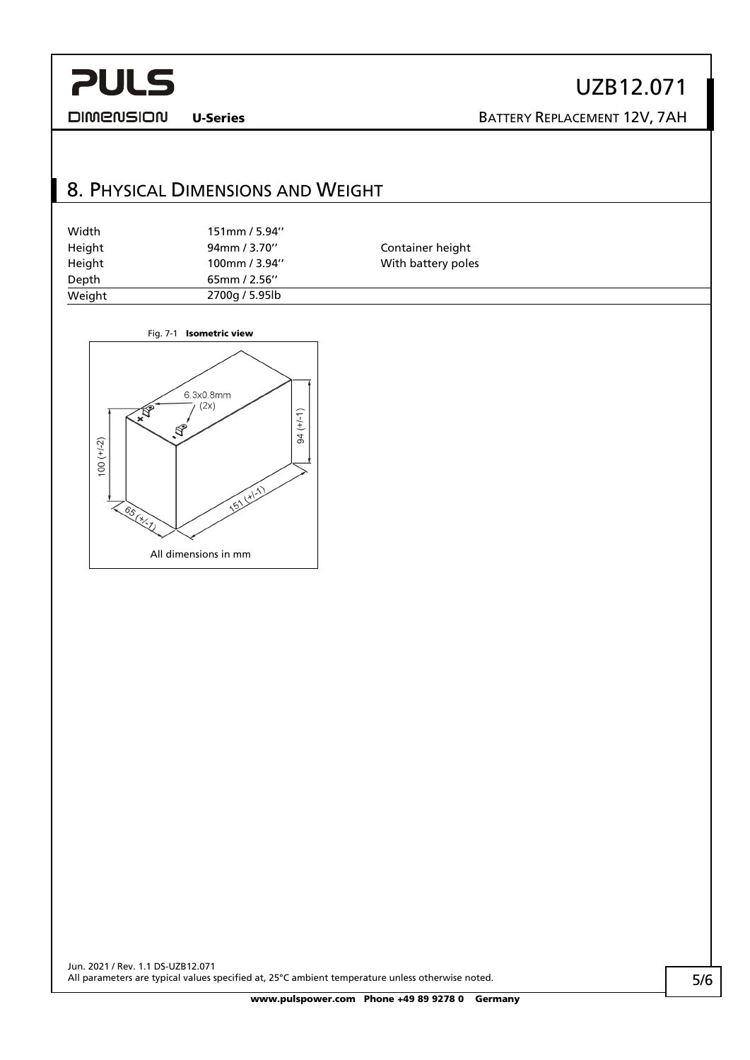## 8. Physical Dimensions and Weight

| | | |
|---|---|---|
| Width | 151mm / 5.94'' | |
| Height | 94mm / 3.70'' | Container height |
| Height | 100mm / 3.94'' | With battery poles |
| Depth | 65mm / 2.56'' | |
| Weight | 2700g / 5.95lb | |

Fig. 7-1 **Isometric view**

6.3x0.8mm (2x)

94 (+/-1)

100 (+/-2)

151 (+/-1)

65 (+/-1)

All dimensions in mm

Jun. 2021 / Rev. 1.1 DS-UZB12.071
All parameters are typical values specified at, 25°C ambient temperature unless otherwise noted.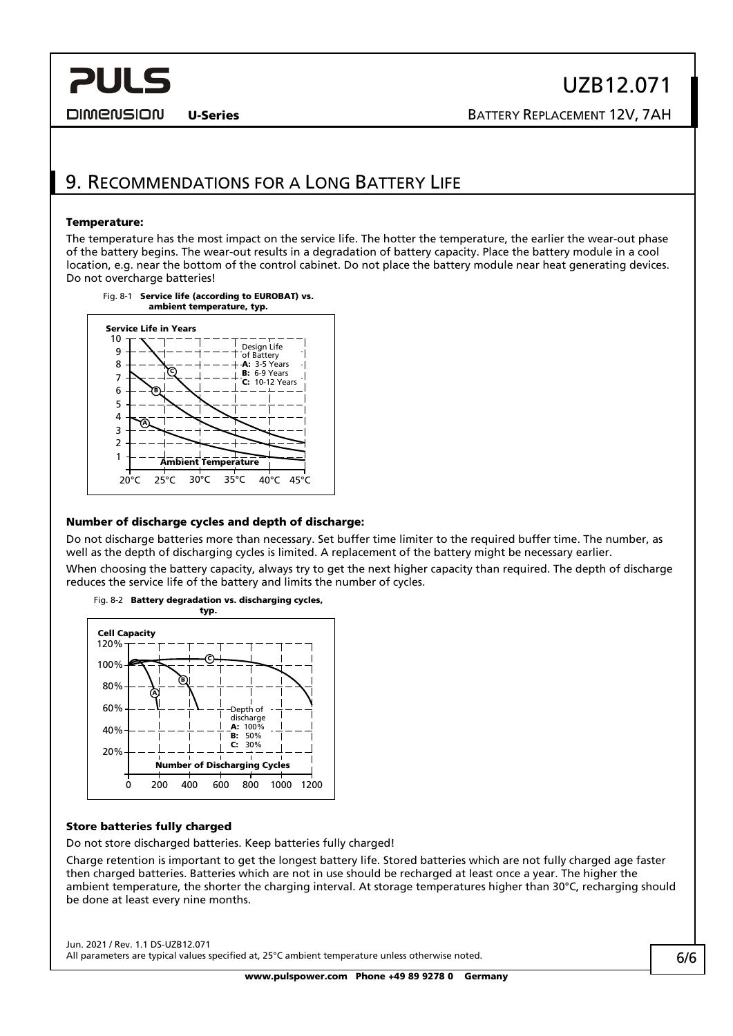## 9. Recommendations for a Long Battery Life

**Temperature:**

The temperature has the most impact on the service life. The hotter the temperature, the earlier the wear-out phase of the battery begins. The wear-out results in a degradation of battery capacity. Place the battery module in a cool location, e.g. near the bottom of the control cabinet. Do not place the battery module near heat generating devices. Do not overcharge batteries!

Fig. 8-1 **Service life (according to EUROBAT) vs. ambient temperature, typ.**

Service Life in Years
10
9
8
7
6
5
4
3
2
1
Design Life of Battery
A: 3-5 Years
B: 6-9 Years
C: 10-12 Years
A
B
C
Ambient Temperature
20°C 25°C 30°C 35°C 40°C 45°C

**Number of discharge cycles and depth of discharge:**

Do not discharge batteries more than necessary. Set buffer time limiter to the required buffer time. The number, as well as the depth of discharging cycles is limited. A replacement of the battery might be necessary earlier.

When choosing the battery capacity, always try to get the next higher capacity than required. The depth of discharge reduces the service life of the battery and limits the number of cycles.

Fig. 8-2 **Battery degradation vs. discharging cycles, typ.**

Cell Capacity
120%
100%
80%
60%
40%
20%
Depth of discharge
A: 100%
B: 50%
C: 30%
A
B
C
Number of Discharging Cycles
0 200 400 600 800 1000 1200

**Store batteries fully charged**

Do not store discharged batteries. Keep batteries fully charged!

Charge retention is important to get the longest battery life. Stored batteries which are not fully charged age faster then charged batteries. Batteries which are not in use should be recharged at least once a year. The higher the ambient temperature, the shorter the charging interval. At storage temperatures higher than 30°C, recharging should be done at least every nine months.